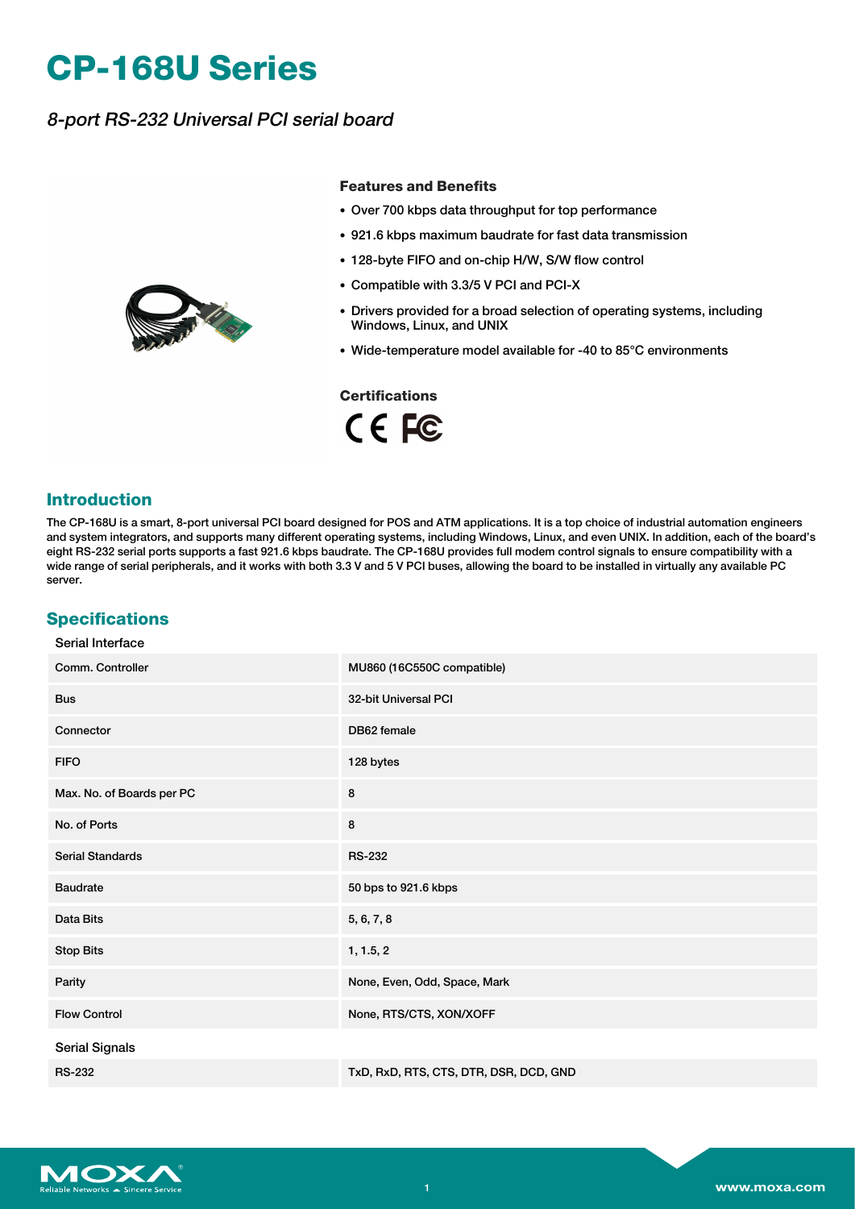# CP-168U Series

*8-port RS-232 Universal PCI serial board*

### Features and Benefits

- Over 700 kbps data throughput for top performance
- 921.6 kbps maximum baudrate for fast data transmission
- 128-byte FIFO and on-chip H/W, S/W flow control
- Compatible with 3.3/5 V PCI and PCI-X
- Drivers provided for a broad selection of operating systems, including Windows, Linux, and UNIX
- Wide-temperature model available for -40 to 85°C environments

### Certifications

CE FC

## Introduction

The CP-168U is a smart, 8-port universal PCI board designed for POS and ATM applications. It is a top choice of industrial automation engineers and system integrators, and supports many different operating systems, including Windows, Linux, and even UNIX. In addition, each of the board's eight RS-232 serial ports supports a fast 921.6 kbps baudrate. The CP-168U provides full modem control signals to ensure compatibility with a wide range of serial peripherals, and it works with both 3.3 V and 5 V PCI buses, allowing the board to be installed in virtually any available PC server.

## Specifications

### Serial Interface

| | |
|---|---|
| Comm. Controller | MU860 (16C550C compatible) |
| Bus | 32-bit Universal PCI |
| Connector | DB62 female |
| FIFO | 128 bytes |
| Max. No. of Boards per PC | 8 |
| No. of Ports | 8 |
| Serial Standards | RS-232 |
| Baudrate | 50 bps to 921.6 kbps |
| Data Bits | 5, 6, 7, 8 |
| Stop Bits | 1, 1.5, 2 |
| Parity | None, Even, Odd, Space, Mark |
| Flow Control | None, RTS/CTS, XON/XOFF |

### Serial Signals

| | |
|---|---|
| RS-232 | TxD, RxD, RTS, CTS, DTR, DSR, DCD, GND |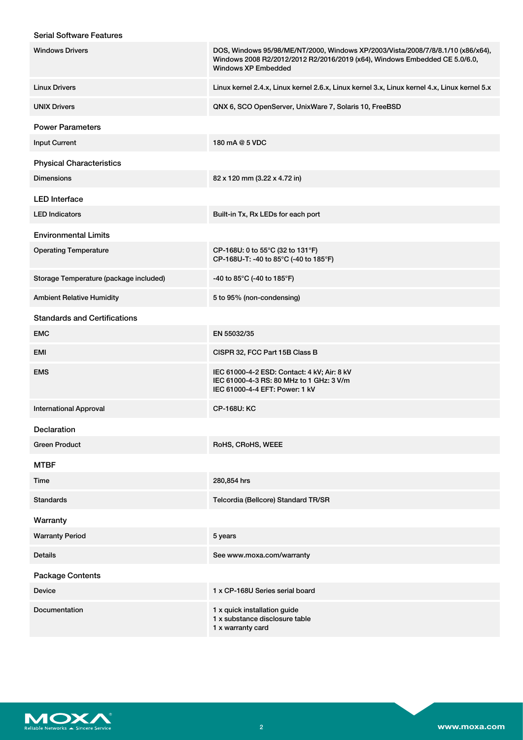### Serial Software Features

| | |
|---|---|
| Windows Drivers | DOS, Windows 95/98/ME/NT/2000, Windows XP/2003/Vista/2008/7/8/8.1/10 (x86/x64), Windows 2008 R2/2012/2012 R2/2016/2019 (x64), Windows Embedded CE 5.0/6.0, Windows XP Embedded |
| Linux Drivers | Linux kernel 2.4.x, Linux kernel 2.6.x, Linux kernel 3.x, Linux kernel 4.x, Linux kernel 5.x |
| UNIX Drivers | QNX 6, SCO OpenServer, UnixWare 7, Solaris 10, FreeBSD |

### Power Parameters

| | |
|---|---|
| Input Current | 180 mA @ 5 VDC |

### Physical Characteristics

| | |
|---|---|
| Dimensions | 82 x 120 mm (3.22 x 4.72 in) |

### LED Interface

| | |
|---|---|
| LED Indicators | Built-in Tx, Rx LEDs for each port |

### Environmental Limits

| | |
|---|---|
| Operating Temperature | CP-168U: 0 to 55°C (32 to 131°F)<br>CP-168U-T: -40 to 85°C (-40 to 185°F) |
| Storage Temperature (package included) | -40 to 85°C (-40 to 185°F) |
| Ambient Relative Humidity | 5 to 95% (non-condensing) |

### Standards and Certifications

| | |
|---|---|
| EMC | EN 55032/35 |
| EMI | CISPR 32, FCC Part 15B Class B |
| EMS | IEC 61000-4-2 ESD: Contact: 4 kV; Air: 8 kV<br>IEC 61000-4-3 RS: 80 MHz to 1 GHz: 3 V/m<br>IEC 61000-4-4 EFT: Power: 1 kV |
| International Approval | CP-168U: KC |

### Declaration

| | |
|---|---|
| Green Product | RoHS, CRoHS, WEEE |

### MTBF

| | |
|---|---|
| Time | 280,854 hrs |
| Standards | Telcordia (Bellcore) Standard TR/SR |

### Warranty

| | |
|---|---|
| Warranty Period | 5 years |
| Details | See www.moxa.com/warranty |

### Package Contents

| | |
|---|---|
| Device | 1 x CP-168U Series serial board |
| Documentation | 1 x quick installation guide<br>1 x substance disclosure table<br>1 x warranty card |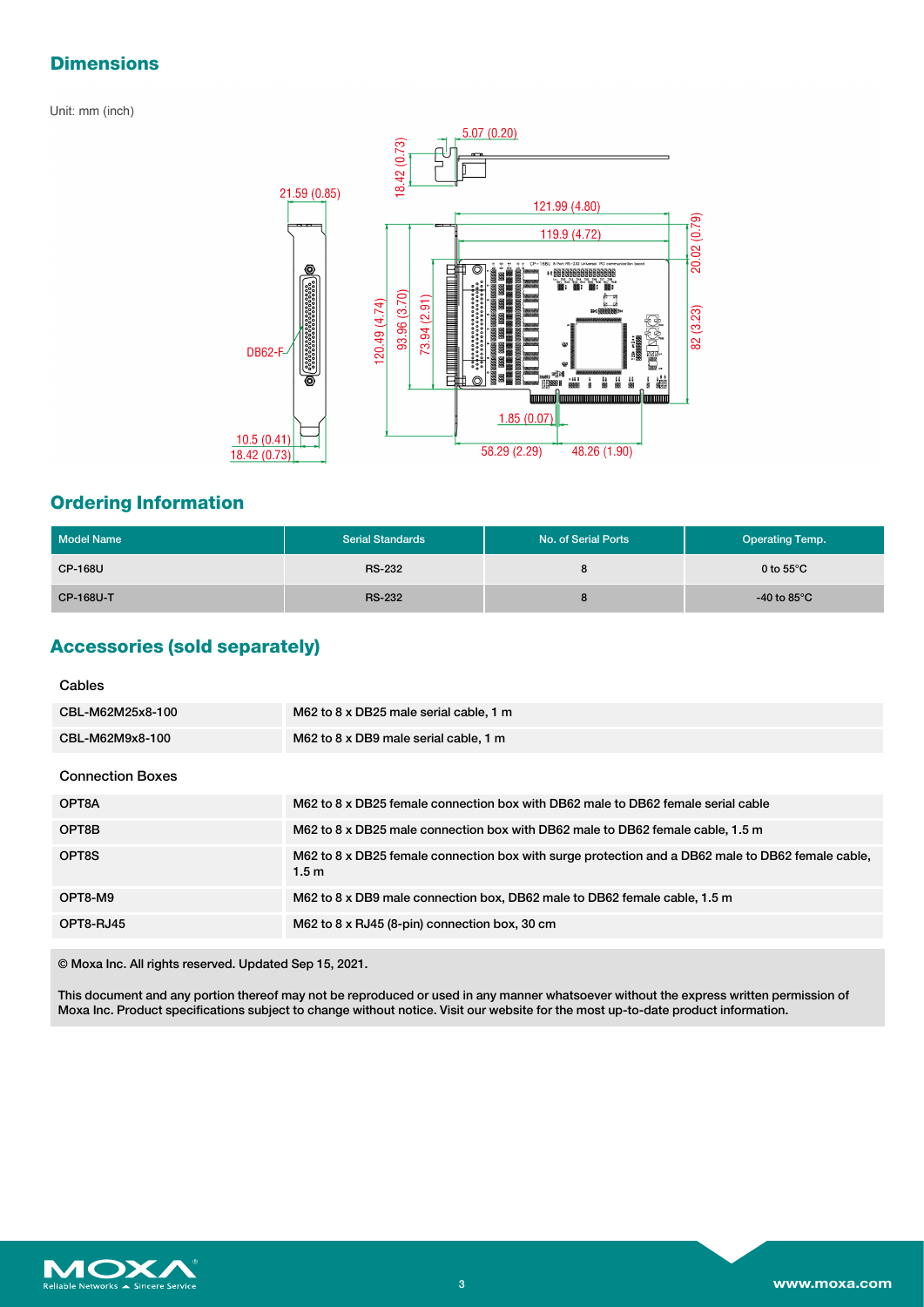## Dimensions

Unit: mm (inch)

5.07 (0.20)
18.42 (0.73)
21.59 (0.85)
121.99 (4.80)
119.9 (4.72)
20.02 (0.79)
DB62-F
120.49 (4.74)
93.96 (3.70)
73.94 (2.91)
82 (3.23)
1.85 (0.07)
10.5 (0.41)
18.42 (0.73)
58.29 (2.29)
48.26 (1.90)

## Ordering Information

| Model Name | Serial Standards | No. of Serial Ports | Operating Temp. |
|---|---|---|---|
| CP-168U | RS-232 | 8 | 0 to 55°C |
| CP-168U-T | RS-232 | 8 | -40 to 85°C |

## Accessories (sold separately)

**Cables**

| | |
|---|---|
| CBL-M62M25x8-100 | M62 to 8 x DB25 male serial cable, 1 m |
| CBL-M62M9x8-100 | M62 to 8 x DB9 male serial cable, 1 m |

**Connection Boxes**

| | |
|---|---|
| OPT8A | M62 to 8 x DB25 female connection box with DB62 male to DB62 female serial cable |
| OPT8B | M62 to 8 x DB25 male connection box with DB62 male to DB62 female cable, 1.5 m |
| OPT8S | M62 to 8 x DB25 female connection box with surge protection and a DB62 male to DB62 female cable, 1.5 m |
| OPT8-M9 | M62 to 8 x DB9 male connection box, DB62 male to DB62 female cable, 1.5 m |
| OPT8-RJ45 | M62 to 8 x RJ45 (8-pin) connection box, 30 cm |

© Moxa Inc. All rights reserved. Updated Sep 15, 2021.

This document and any portion thereof may not be reproduced or used in any manner whatsoever without the express written permission of Moxa Inc. Product specifications subject to change without notice. Visit our website for the most up-to-date product information.